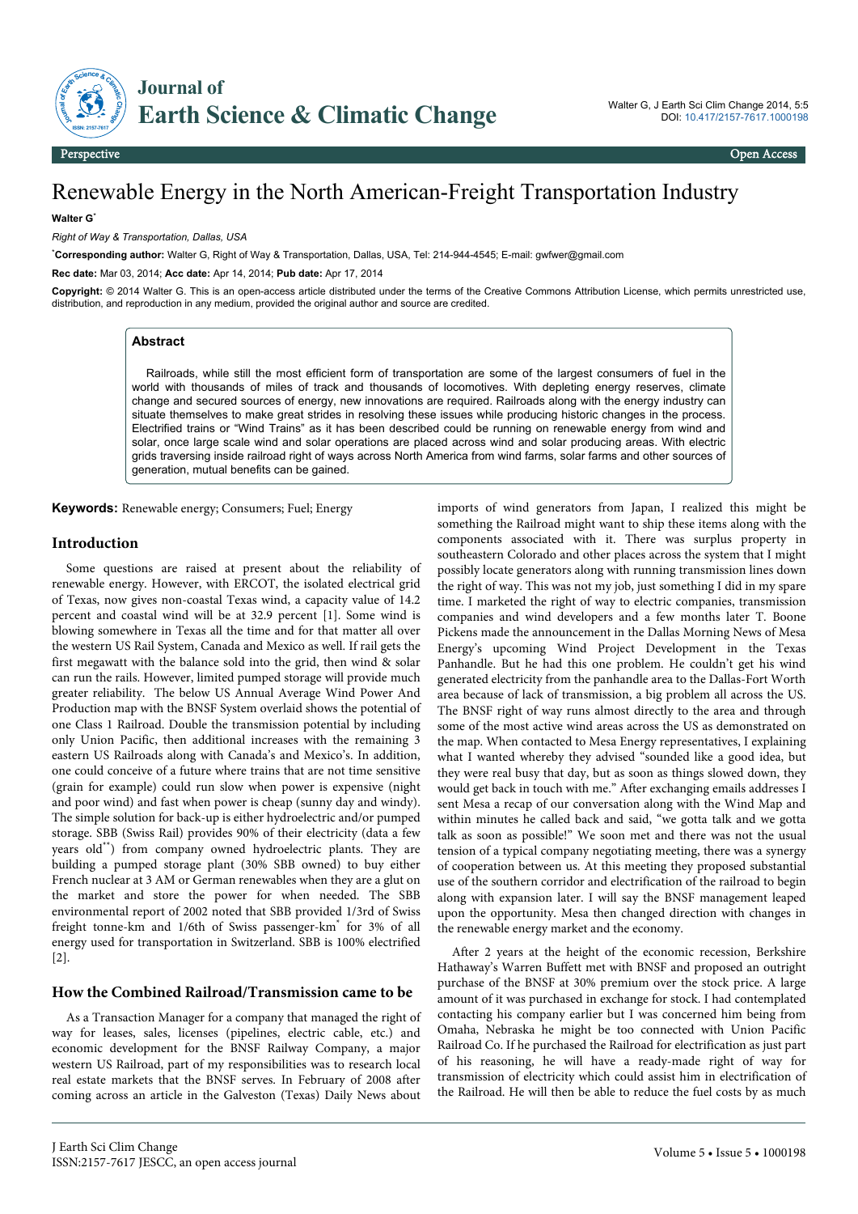Perspective | Open Access

# Renewable Energy in the North American-Freight Transportation Industry

**Walter G***

*Right of Way & Transportation, Dallas, USA*

***Corresponding author:** Walter G, Right of Way & Transportation, Dallas, USA, Tel: 214-944-4545; E-mail: gwfwer@gmail.com

**Rec date:** Mar 03, 2014; **Acc date:** Apr 14, 2014; **Pub date:** Apr 17, 2014

**Copyright:** © 2014 Walter G. This is an open-access article distributed under the terms of the Creative Commons Attribution License, which permits unrestricted use, distribution, and reproduction in any medium, provided the original author and source are credited.

## Abstract

Railroads, while still the most efficient form of transportation are some of the largest consumers of fuel in the world with thousands of miles of track and thousands of locomotives. With depleting energy reserves, climate change and secured sources of energy, new innovations are required. Railroads along with the energy industry can situate themselves to make great strides in resolving these issues while producing historic changes in the process. Electrified trains or "Wind Trains" as it has been described could be running on renewable energy from wind and solar, once large scale wind and solar operations are placed across wind and solar producing areas. With electric grids traversing inside railroad right of ways across North America from wind farms, solar farms and other sources of generation, mutual benefits can be gained.

**Keywords:** Renewable energy; Consumers; Fuel; Energy

## Introduction

Some questions are raised at present about the reliability of renewable energy. However, with ERCOT, the isolated electrical grid of Texas, now gives non-coastal Texas wind, a capacity value of 14.2 percent and coastal wind will be at 32.9 percent [1]. Some wind is blowing somewhere in Texas all the time and for that matter all over the western US Rail System, Canada and Mexico as well. If rail gets the first megawatt with the balance sold into the grid, then wind & solar can run the rails. However, limited pumped storage will provide much greater reliability. The below US Annual Average Wind Power And Production map with the BNSF System overlaid shows the potential of one Class 1 Railroad. Double the transmission potential by including only Union Pacific, then additional increases with the remaining 3 eastern US Railroads along with Canada's and Mexico's. In addition, one could conceive of a future where trains that are not time sensitive (grain for example) could run slow when power is expensive (night and poor wind) and fast when power is cheap (sunny day and windy). The simple solution for back-up is either hydroelectric and/or pumped storage. SBB (Swiss Rail) provides 90% of their electricity (data a few years old**) from company owned hydroelectric plants. They are building a pumped storage plant (30% SBB owned) to buy either French nuclear at 3 AM or German renewables when they are a glut on the market and store the power for when needed. The SBB environmental report of 2002 noted that SBB provided 1/3rd of Swiss freight tonne-km and 1/6th of Swiss passenger-km* for 3% of all energy used for transportation in Switzerland. SBB is 100% electrified [2].

## How the Combined Railroad/Transmission came to be

As a Transaction Manager for a company that managed the right of way for leases, sales, licenses (pipelines, electric cable, etc.) and economic development for the BNSF Railway Company, a major western US Railroad, part of my responsibilities was to research local real estate markets that the BNSF serves. In February of 2008 after coming across an article in the Galveston (Texas) Daily News about imports of wind generators from Japan, I realized this might be something the Railroad might want to ship these items along with the components associated with it. There was surplus property in southeastern Colorado and other places across the system that I might possibly locate generators along with running transmission lines down the right of way. This was not my job, just something I did in my spare time. I marketed the right of way to electric companies, transmission companies and wind developers and a few months later T. Boone Pickens made the announcement in the Dallas Morning News of Mesa Energy's upcoming Wind Project Development in the Texas Panhandle. But he had this one problem. He couldn't get his wind generated electricity from the panhandle area to the Dallas-Fort Worth area because of lack of transmission, a big problem all across the US. The BNSF right of way runs almost directly to the area and through some of the most active wind areas across the US as demonstrated on the map. When contacted to Mesa Energy representatives, I explaining what I wanted whereby they advised "sounded like a good idea, but they were real busy that day, but as soon as things slowed down, they would get back in touch with me." After exchanging emails addresses I sent Mesa a recap of our conversation along with the Wind Map and within minutes he called back and said, "we gotta talk and we gotta talk as soon as possible!" We soon met and there was not the usual tension of a typical company negotiating meeting, there was a synergy of cooperation between us. At this meeting they proposed substantial use of the southern corridor and electrification of the railroad to begin along with expansion later. I will say the BNSF management leaped upon the opportunity. Mesa then changed direction with changes in the renewable energy market and the economy.

After 2 years at the height of the economic recession, Berkshire Hathaway's Warren Buffett met with BNSF and proposed an outright purchase of the BNSF at 30% premium over the stock price. A large amount of it was purchased in exchange for stock. I had contemplated contacting his company earlier but I was concerned him being from Omaha, Nebraska he might be too connected with Union Pacific Railroad Co. If he purchased the Railroad for electrification as just part of his reasoning, he will have a ready-made right of way for transmission of electricity which could assist him in electrification of the Railroad. He will then be able to reduce the fuel costs by as much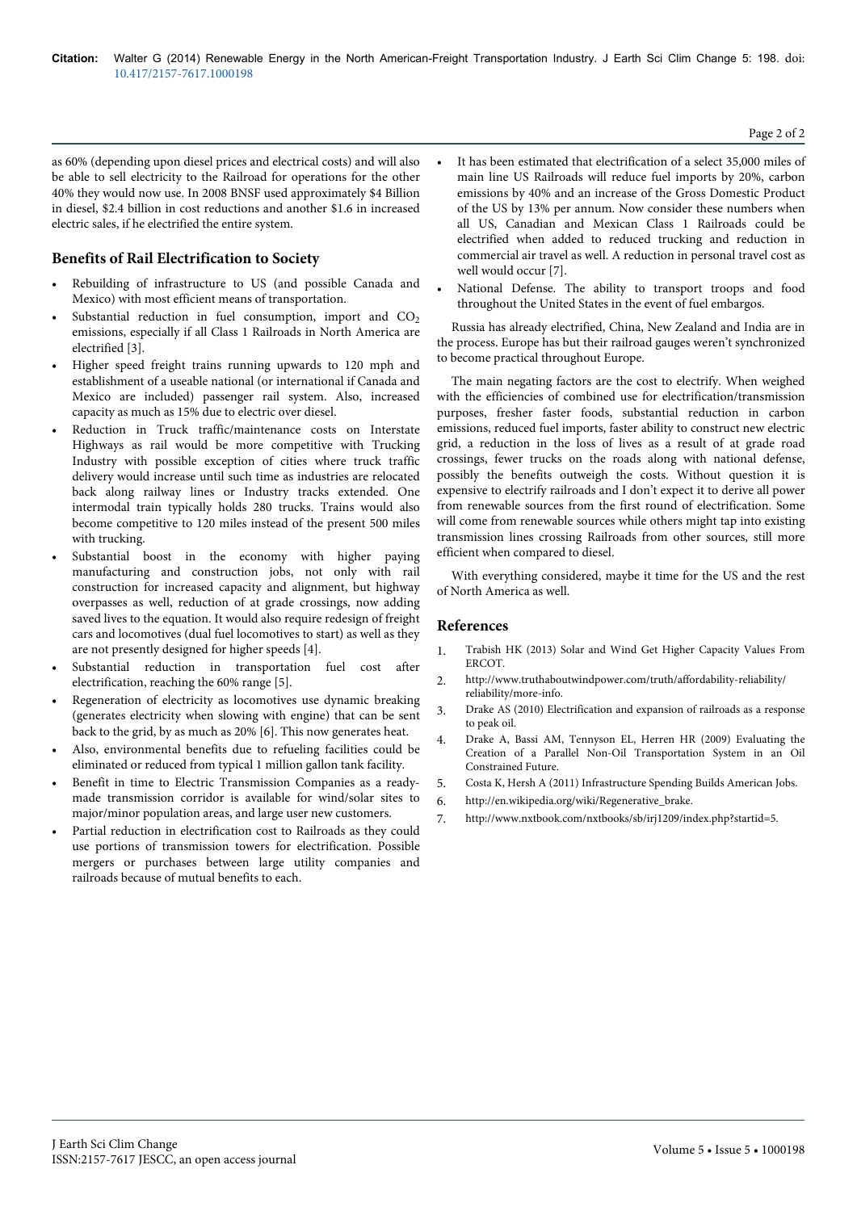as 60% (depending upon diesel prices and electrical costs) and will also be able to sell electricity to the Railroad for operations for the other 40% they would now use. In 2008 BNSF used approximately $4 Billion in diesel, $2.4 billion in cost reductions and another $1.6 in increased electric sales, if he electrified the entire system.

## Benefits of Rail Electrification to Society

- Rebuilding of infrastructure to US (and possible Canada and Mexico) with most efficient means of transportation.
- Substantial reduction in fuel consumption, import and $CO_2$ emissions, especially if all Class 1 Railroads in North America are electrified [3].
- Higher speed freight trains running upwards to 120 mph and establishment of a useable national (or international if Canada and Mexico are included) passenger rail system. Also, increased capacity as much as 15% due to electric over diesel.
- Reduction in Truck traffic/maintenance costs on Interstate Highways as rail would be more competitive with Trucking Industry with possible exception of cities where truck traffic delivery would increase until such time as industries are relocated back along railway lines or Industry tracks extended. One intermodal train typically holds 280 trucks. Trains would also become competitive to 120 miles instead of the present 500 miles with trucking.
- Substantial boost in the economy with higher paying manufacturing and construction jobs, not only with rail construction for increased capacity and alignment, but highway overpasses as well, reduction of at grade crossings, now adding saved lives to the equation. It would also require redesign of freight cars and locomotives (dual fuel locomotives to start) as well as they are not presently designed for higher speeds [4].
- Substantial reduction in transportation fuel cost after electrification, reaching the 60% range [5].
- Regeneration of electricity as locomotives use dynamic breaking (generates electricity when slowing with engine) that can be sent back to the grid, by as much as 20% [6]. This now generates heat.
- Also, environmental benefits due to refueling facilities could be eliminated or reduced from typical 1 million gallon tank facility.
- Benefit in time to Electric Transmission Companies as a ready-made transmission corridor is available for wind/solar sites to major/minor population areas, and large user new customers.
- Partial reduction in electrification cost to Railroads as they could use portions of transmission towers for electrification. Possible mergers or purchases between large utility companies and railroads because of mutual benefits to each.
- It has been estimated that electrification of a select 35,000 miles of main line US Railroads will reduce fuel imports by 20%, carbon emissions by 40% and an increase of the Gross Domestic Product of the US by 13% per annum. Now consider these numbers when all US, Canadian and Mexican Class 1 Railroads could be electrified when added to reduced trucking and reduction in commercial air travel as well. A reduction in personal travel cost as well would occur [7].
- National Defense. The ability to transport troops and food throughout the United States in the event of fuel embargos.

Russia has already electrified, China, New Zealand and India are in the process. Europe has but their railroad gauges weren't synchronized to become practical throughout Europe.

The main negating factors are the cost to electrify. When weighed with the efficiencies of combined use for electrification/transmission purposes, fresher faster foods, substantial reduction in carbon emissions, reduced fuel imports, faster ability to construct new electric grid, a reduction in the loss of lives as a result of at grade road crossings, fewer trucks on the roads along with national defense, possibly the benefits outweigh the costs. Without question it is expensive to electrify railroads and I don't expect it to derive all power from renewable sources from the first round of electrification. Some will come from renewable sources while others might tap into existing transmission lines crossing Railroads from other sources, still more efficient when compared to diesel.

With everything considered, maybe it time for the US and the rest of North America as well.

## References

1. Trabish HK (2013) Solar and Wind Get Higher Capacity Values From ERCOT.
2. http://www.truthaboutwindpower.com/truth/affordability-reliability/reliability/more-info.
3. Drake AS (2010) Electrification and expansion of railroads as a response to peak oil.
4. Drake A, Bassi AM, Tennyson EL, Herren HR (2009) Evaluating the Creation of a Parallel Non-Oil Transportation System in an Oil Constrained Future.
5. Costa K, Hersh A (2011) Infrastructure Spending Builds American Jobs.
6. http://en.wikipedia.org/wiki/Regenerative_brake.
7. http://www.nxtbook.com/nxtbooks/sb/irj1209/index.php?startid=5.